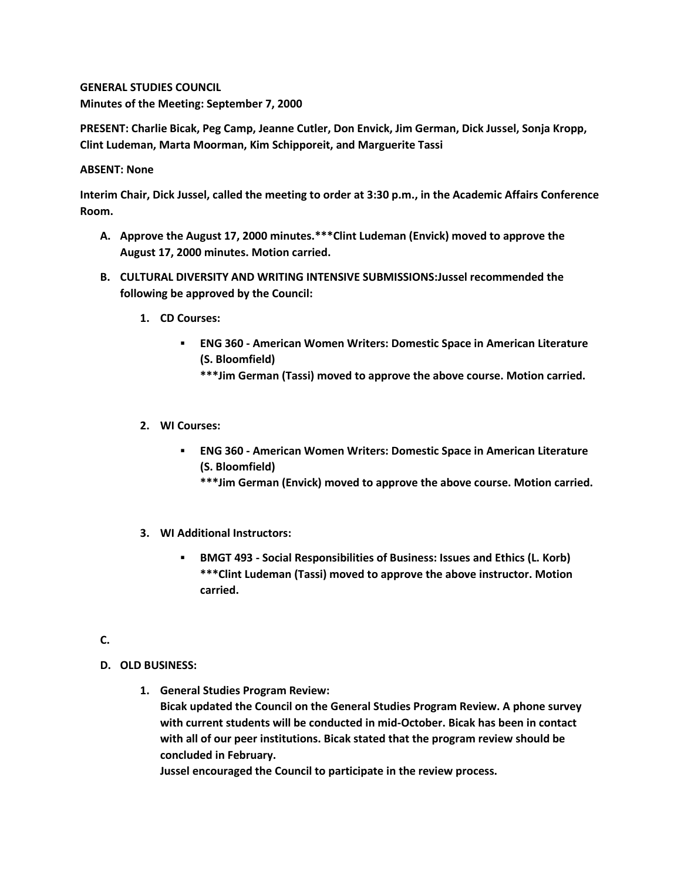**GENERAL STUDIES COUNCIL**
**Minutes of the Meeting: September 7, 2000**

**PRESENT: Charlie Bicak, Peg Camp, Jeanne Cutler, Don Envick, Jim German, Dick Jussel, Sonja Kropp, Clint Ludeman, Marta Moorman, Kim Schipporeit, and Marguerite Tassi**

**ABSENT: None**

**Interim Chair, Dick Jussel, called the meeting to order at 3:30 p.m., in the Academic Affairs Conference Room.**

A. **Approve the August 17, 2000 minutes.***Clint Ludeman (Envick) moved to approve the August 17, 2000 minutes. Motion carried.**

B. **CULTURAL DIVERSITY AND WRITING INTENSIVE SUBMISSIONS:Jussel recommended the following be approved by the Council:**

   1. **CD Courses:**

      - **ENG 360 - American Women Writers: Domestic Space in American Literature (S. Bloomfield)**
        ***Jim German (Tassi) moved to approve the above course. Motion carried.**

   2. **WI Courses:**

      - **ENG 360 - American Women Writers: Domestic Space in American Literature (S. Bloomfield)**
        ***Jim German (Envick) moved to approve the above course. Motion carried.**

   3. **WI Additional Instructors:**

      - **BMGT 493 - Social Responsibilities of Business: Issues and Ethics (L. Korb)**
        ***Clint Ludeman (Tassi) moved to approve the above instructor. Motion carried.**

C.

D. **OLD BUSINESS:**

   1. **General Studies Program Review:**
      **Bicak updated the Council on the General Studies Program Review. A phone survey with current students will be conducted in mid-October. Bicak has been in contact with all of our peer institutions. Bicak stated that the program review should be concluded in February.**
      **Jussel encouraged the Council to participate in the review process.**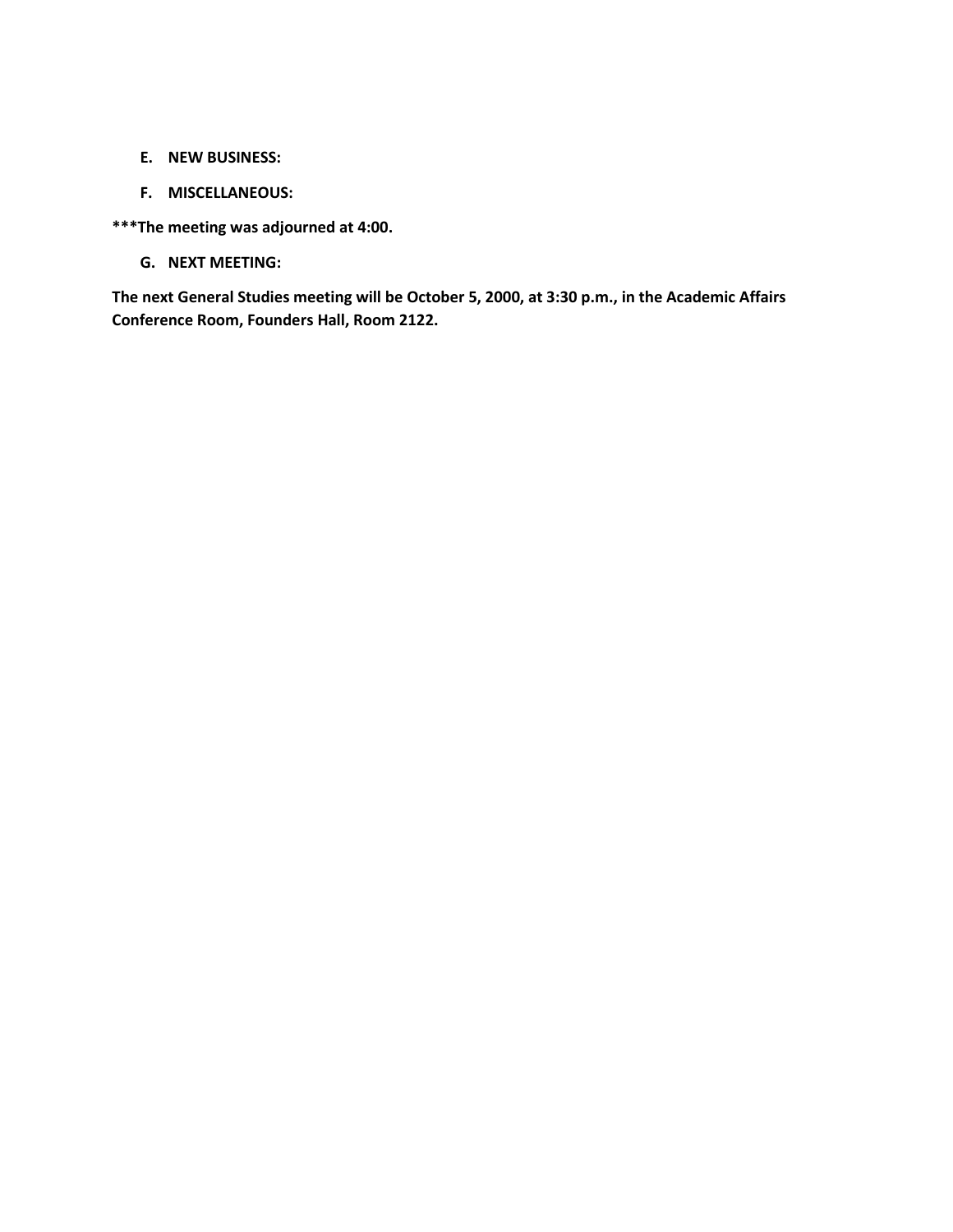**E. NEW BUSINESS:**

**F. MISCELLANEOUS:**

**\*\*\*The meeting was adjourned at 4:00.**

**G. NEXT MEETING:**

**The next General Studies meeting will be October 5, 2000, at 3:30 p.m., in the Academic Affairs Conference Room, Founders Hall, Room 2122.**